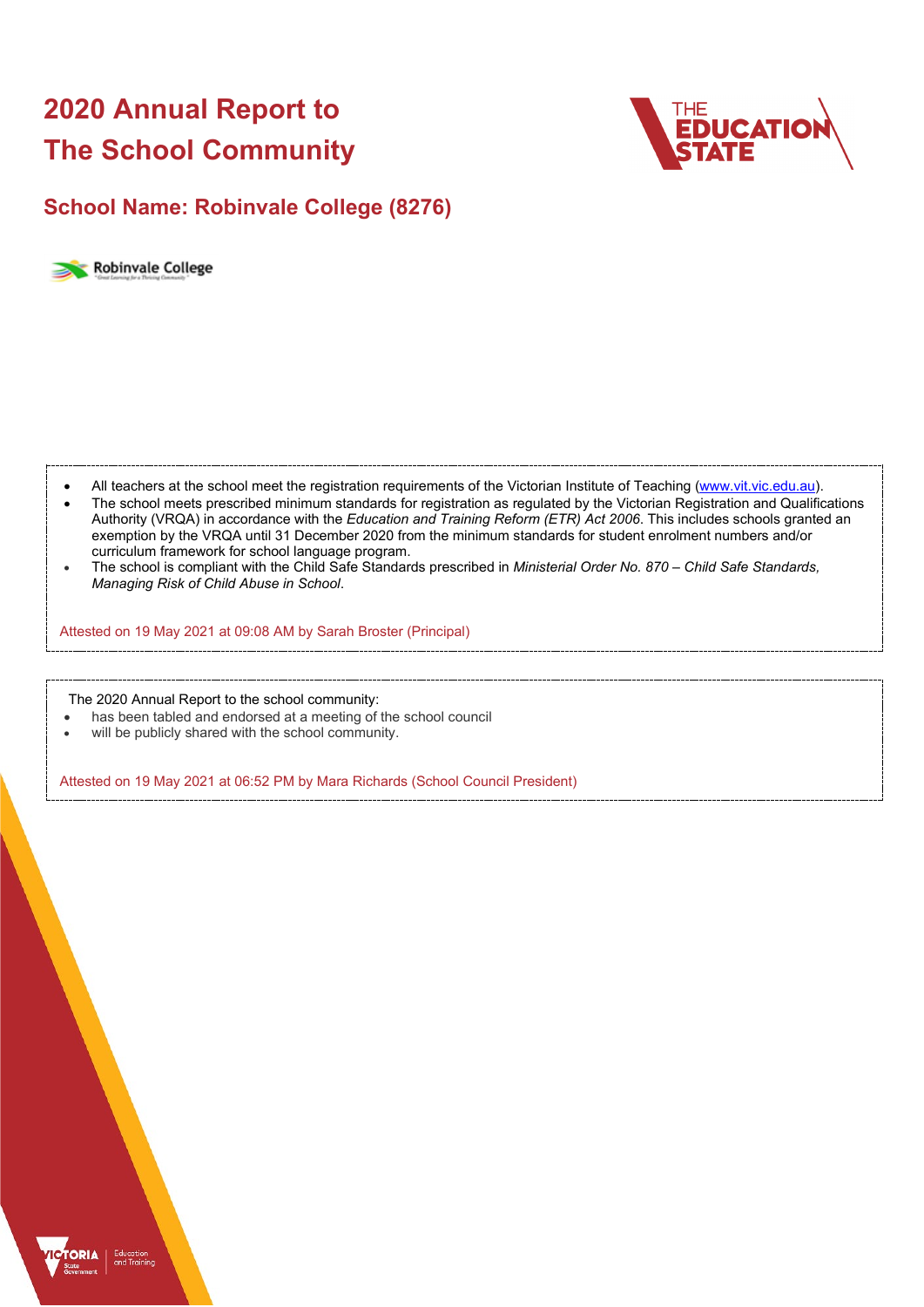# 2020 Annual Report to The School Community

## School Name: Robinvale College (8276)

- All teachers at the school meet the registration requirements of the Victorian Institute of Teaching (www.vit.vic.edu.au).
- The school meets prescribed minimum standards for registration as regulated by the Victorian Registration and Qualifications Authority (VRQA) in accordance with the *Education and Training Reform (ETR) Act 2006*. This includes schools granted an exemption by the VRQA until 31 December 2020 from the minimum standards for student enrolment numbers and/or curriculum framework for school language program.
- The school is compliant with the Child Safe Standards prescribed in *Ministerial Order No. 870 – Child Safe Standards, Managing Risk of Child Abuse in School*.

Attested on 19 May 2021 at 09:08 AM by Sarah Broster (Principal)

The 2020 Annual Report to the school community:

- has been tabled and endorsed at a meeting of the school council
- will be publicly shared with the school community.

Attested on 19 May 2021 at 06:52 PM by Mara Richards (School Council President)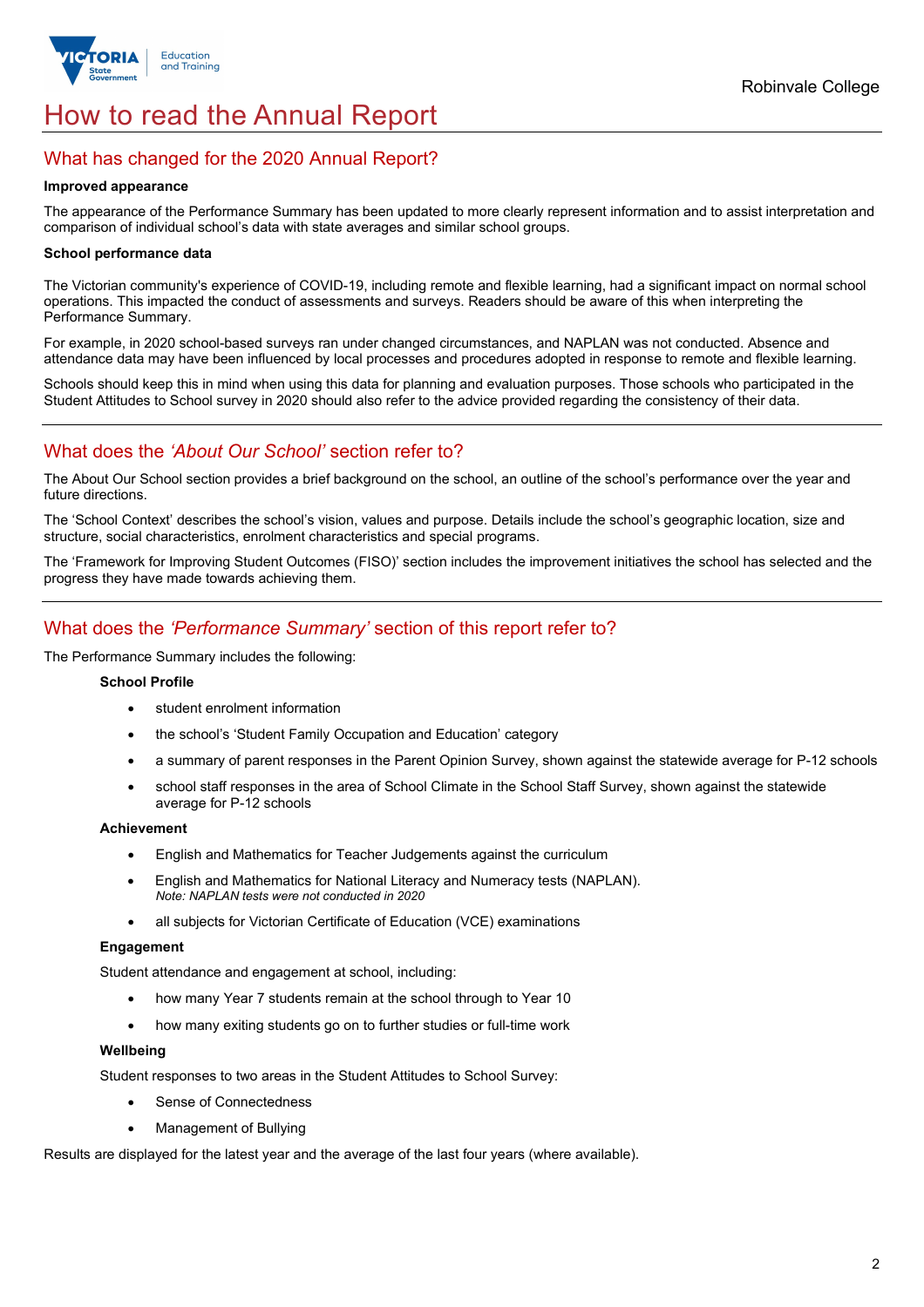# How to read the Annual Report

## What has changed for the 2020 Annual Report?

**Improved appearance**

The appearance of the Performance Summary has been updated to more clearly represent information and to assist interpretation and comparison of individual school's data with state averages and similar school groups.

**School performance data**

The Victorian community's experience of COVID-19, including remote and flexible learning, had a significant impact on normal school operations. This impacted the conduct of assessments and surveys. Readers should be aware of this when interpreting the Performance Summary.

For example, in 2020 school-based surveys ran under changed circumstances, and NAPLAN was not conducted. Absence and attendance data may have been influenced by local processes and procedures adopted in response to remote and flexible learning.

Schools should keep this in mind when using this data for planning and evaluation purposes. Those schools who participated in the Student Attitudes to School survey in 2020 should also refer to the advice provided regarding the consistency of their data.

## What does the *'About Our School'* section refer to?

The About Our School section provides a brief background on the school, an outline of the school's performance over the year and future directions.

The 'School Context' describes the school's vision, values and purpose. Details include the school's geographic location, size and structure, social characteristics, enrolment characteristics and special programs.

The 'Framework for Improving Student Outcomes (FISO)' section includes the improvement initiatives the school has selected and the progress they have made towards achieving them.

## What does the *'Performance Summary'* section of this report refer to?

The Performance Summary includes the following:

**School Profile**

- student enrolment information
- the school's 'Student Family Occupation and Education' category
- a summary of parent responses in the Parent Opinion Survey, shown against the statewide average for P-12 schools
- school staff responses in the area of School Climate in the School Staff Survey, shown against the statewide average for P-12 schools

**Achievement**

- English and Mathematics for Teacher Judgements against the curriculum
- English and Mathematics for National Literacy and Numeracy tests (NAPLAN).
  *Note: NAPLAN tests were not conducted in 2020*
- all subjects for Victorian Certificate of Education (VCE) examinations

**Engagement**

Student attendance and engagement at school, including:

- how many Year 7 students remain at the school through to Year 10
- how many exiting students go on to further studies or full-time work

**Wellbeing**

Student responses to two areas in the Student Attitudes to School Survey:

- Sense of Connectedness
- Management of Bullying

Results are displayed for the latest year and the average of the last four years (where available).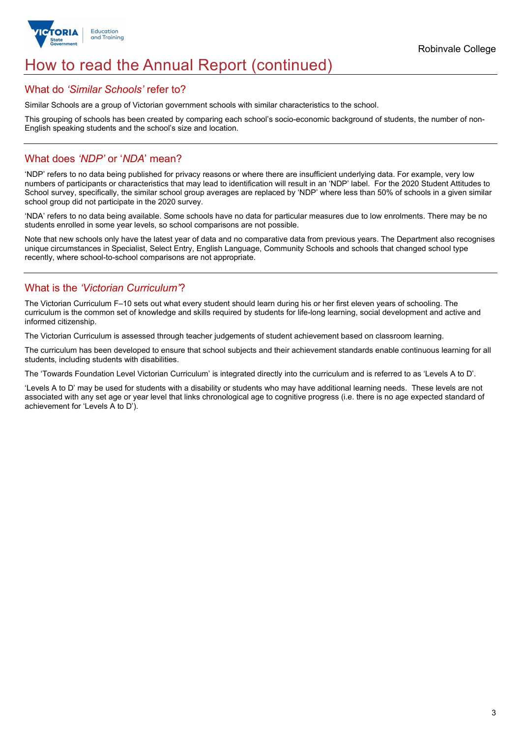# How to read the Annual Report (continued)

## What do *'Similar Schools'* refer to?

Similar Schools are a group of Victorian government schools with similar characteristics to the school.

This grouping of schools has been created by comparing each school's socio-economic background of students, the number of non-English speaking students and the school's size and location.

## What does *'NDP'* or '*NDA*' mean?

'NDP' refers to no data being published for privacy reasons or where there are insufficient underlying data. For example, very low numbers of participants or characteristics that may lead to identification will result in an 'NDP' label. For the 2020 Student Attitudes to School survey, specifically, the similar school group averages are replaced by 'NDP' where less than 50% of schools in a given similar school group did not participate in the 2020 survey.

'NDA' refers to no data being available. Some schools have no data for particular measures due to low enrolments. There may be no students enrolled in some year levels, so school comparisons are not possible.

Note that new schools only have the latest year of data and no comparative data from previous years. The Department also recognises unique circumstances in Specialist, Select Entry, English Language, Community Schools and schools that changed school type recently, where school-to-school comparisons are not appropriate.

## What is the *'Victorian Curriculum'*?

The Victorian Curriculum F–10 sets out what every student should learn during his or her first eleven years of schooling. The curriculum is the common set of knowledge and skills required by students for life-long learning, social development and active and informed citizenship.

The Victorian Curriculum is assessed through teacher judgements of student achievement based on classroom learning.

The curriculum has been developed to ensure that school subjects and their achievement standards enable continuous learning for all students, including students with disabilities.

The 'Towards Foundation Level Victorian Curriculum' is integrated directly into the curriculum and is referred to as 'Levels A to D'.

'Levels A to D' may be used for students with a disability or students who may have additional learning needs. These levels are not associated with any set age or year level that links chronological age to cognitive progress (i.e. there is no age expected standard of achievement for 'Levels A to D').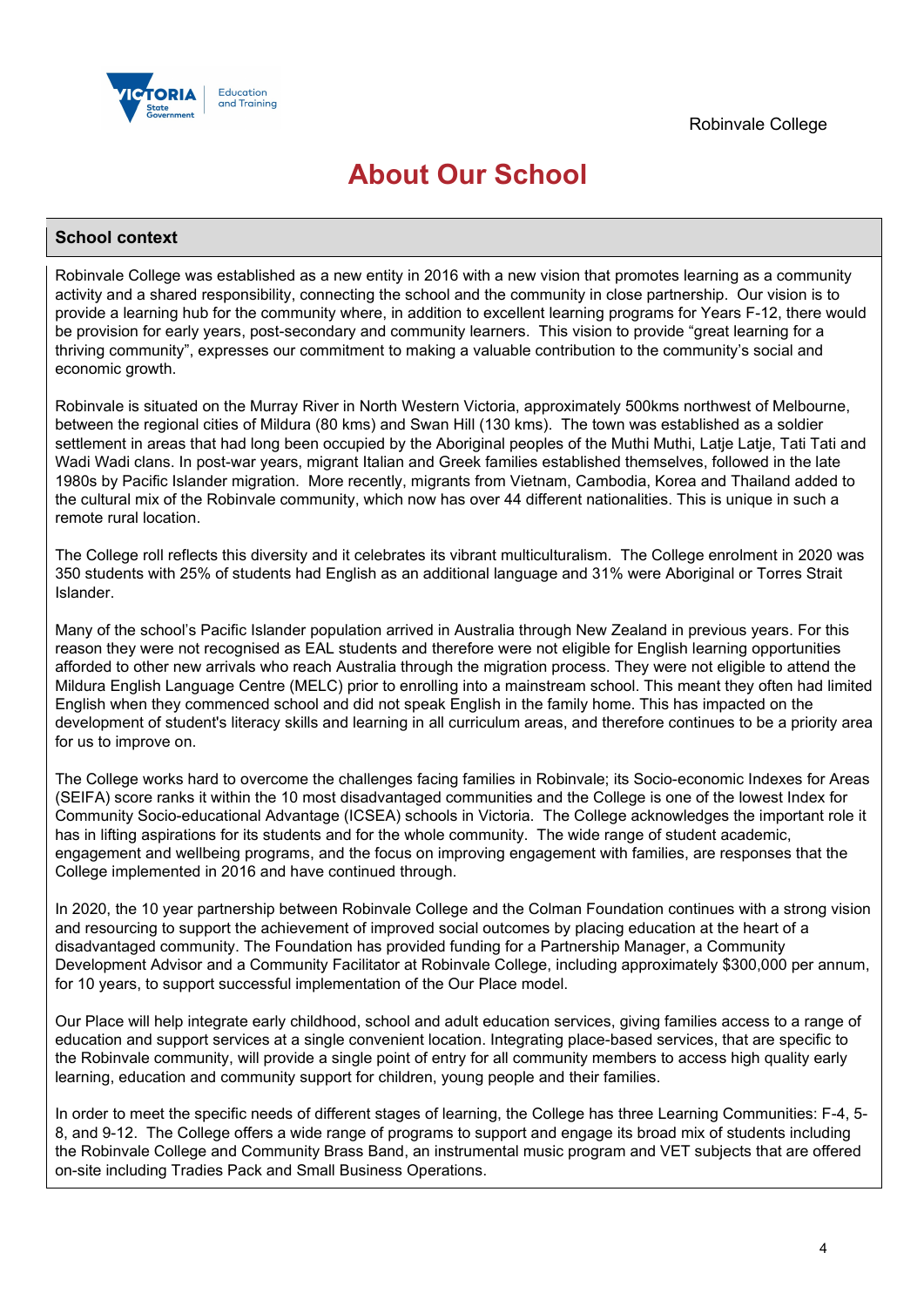# About Our School

## School context

Robinvale College was established as a new entity in 2016 with a new vision that promotes learning as a community activity and a shared responsibility, connecting the school and the community in close partnership. Our vision is to provide a learning hub for the community where, in addition to excellent learning programs for Years F-12, there would be provision for early years, post-secondary and community learners. This vision to provide "great learning for a thriving community", expresses our commitment to making a valuable contribution to the community's social and economic growth.

Robinvale is situated on the Murray River in North Western Victoria, approximately 500kms northwest of Melbourne, between the regional cities of Mildura (80 kms) and Swan Hill (130 kms). The town was established as a soldier settlement in areas that had long been occupied by the Aboriginal peoples of the Muthi Muthi, Latje Latje, Tati Tati and Wadi Wadi clans. In post-war years, migrant Italian and Greek families established themselves, followed in the late 1980s by Pacific Islander migration. More recently, migrants from Vietnam, Cambodia, Korea and Thailand added to the cultural mix of the Robinvale community, which now has over 44 different nationalities. This is unique in such a remote rural location.

The College roll reflects this diversity and it celebrates its vibrant multiculturalism. The College enrolment in 2020 was 350 students with 25% of students had English as an additional language and 31% were Aboriginal or Torres Strait Islander.

Many of the school's Pacific Islander population arrived in Australia through New Zealand in previous years. For this reason they were not recognised as EAL students and therefore were not eligible for English learning opportunities afforded to other new arrivals who reach Australia through the migration process. They were not eligible to attend the Mildura English Language Centre (MELC) prior to enrolling into a mainstream school. This meant they often had limited English when they commenced school and did not speak English in the family home. This has impacted on the development of student's literacy skills and learning in all curriculum areas, and therefore continues to be a priority area for us to improve on.

The College works hard to overcome the challenges facing families in Robinvale; its Socio-economic Indexes for Areas (SEIFA) score ranks it within the 10 most disadvantaged communities and the College is one of the lowest Index for Community Socio-educational Advantage (ICSEA) schools in Victoria. The College acknowledges the important role it has in lifting aspirations for its students and for the whole community. The wide range of student academic, engagement and wellbeing programs, and the focus on improving engagement with families, are responses that the College implemented in 2016 and have continued through.

In 2020, the 10 year partnership between Robinvale College and the Colman Foundation continues with a strong vision and resourcing to support the achievement of improved social outcomes by placing education at the heart of a disadvantaged community. The Foundation has provided funding for a Partnership Manager, a Community Development Advisor and a Community Facilitator at Robinvale College, including approximately $300,000 per annum, for 10 years, to support successful implementation of the Our Place model.

Our Place will help integrate early childhood, school and adult education services, giving families access to a range of education and support services at a single convenient location. Integrating place-based services, that are specific to the Robinvale community, will provide a single point of entry for all community members to access high quality early learning, education and community support for children, young people and their families.

In order to meet the specific needs of different stages of learning, the College has three Learning Communities: F-4, 5-8, and 9-12. The College offers a wide range of programs to support and engage its broad mix of students including the Robinvale College and Community Brass Band, an instrumental music program and VET subjects that are offered on-site including Tradies Pack and Small Business Operations.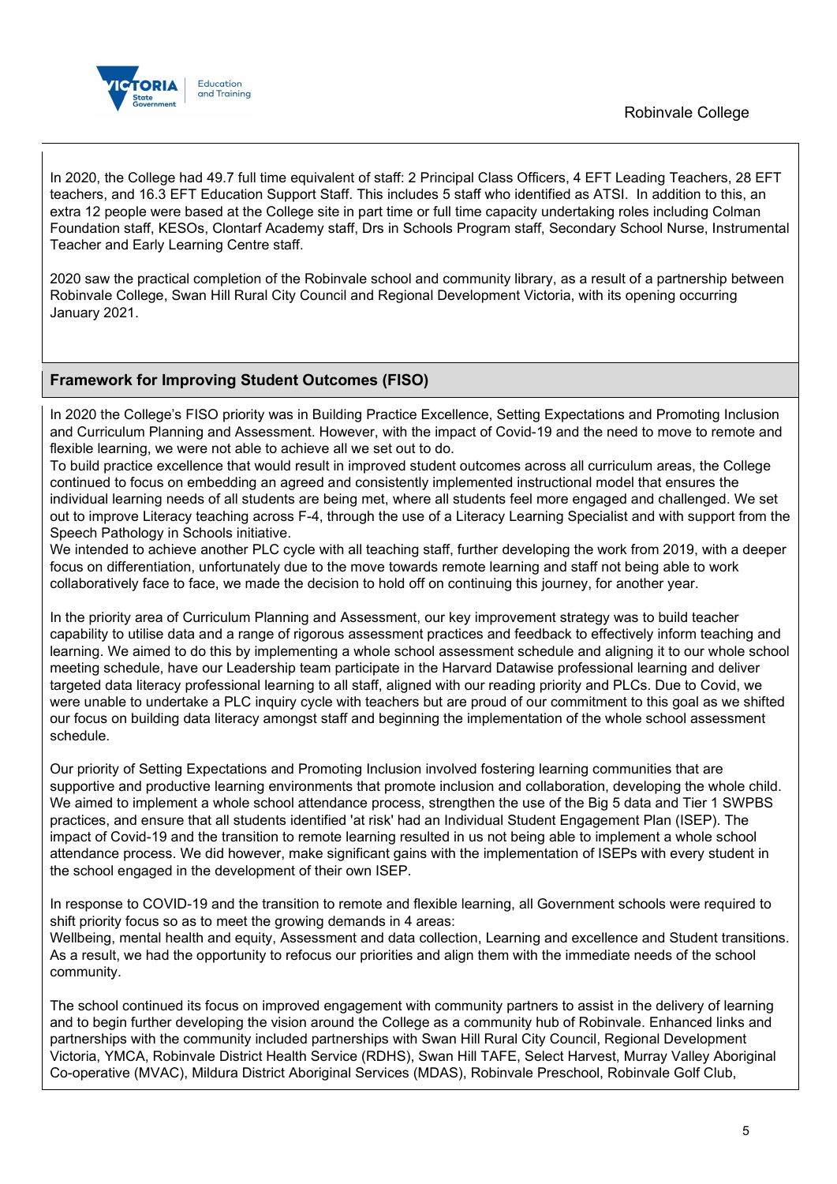In 2020, the College had 49.7 full time equivalent of staff: 2 Principal Class Officers, 4 EFT Leading Teachers, 28 EFT teachers, and 16.3 EFT Education Support Staff. This includes 5 staff who identified as ATSI. In addition to this, an extra 12 people were based at the College site in part time or full time capacity undertaking roles including Colman Foundation staff, KESOs, Clontarf Academy staff, Drs in Schools Program staff, Secondary School Nurse, Instrumental Teacher and Early Learning Centre staff.

2020 saw the practical completion of the Robinvale school and community library, as a result of a partnership between Robinvale College, Swan Hill Rural City Council and Regional Development Victoria, with its opening occurring January 2021.

## Framework for Improving Student Outcomes (FISO)

In 2020 the College's FISO priority was in Building Practice Excellence, Setting Expectations and Promoting Inclusion and Curriculum Planning and Assessment. However, with the impact of Covid-19 and the need to move to remote and flexible learning, we were not able to achieve all we set out to do.
To build practice excellence that would result in improved student outcomes across all curriculum areas, the College continued to focus on embedding an agreed and consistently implemented instructional model that ensures the individual learning needs of all students are being met, where all students feel more engaged and challenged. We set out to improve Literacy teaching across F-4, through the use of a Literacy Learning Specialist and with support from the Speech Pathology in Schools initiative.
We intended to achieve another PLC cycle with all teaching staff, further developing the work from 2019, with a deeper focus on differentiation, unfortunately due to the move towards remote learning and staff not being able to work collaboratively face to face, we made the decision to hold off on continuing this journey, for another year.

In the priority area of Curriculum Planning and Assessment, our key improvement strategy was to build teacher capability to utilise data and a range of rigorous assessment practices and feedback to effectively inform teaching and learning. We aimed to do this by implementing a whole school assessment schedule and aligning it to our whole school meeting schedule, have our Leadership team participate in the Harvard Datawise professional learning and deliver targeted data literacy professional learning to all staff, aligned with our reading priority and PLCs. Due to Covid, we were unable to undertake a PLC inquiry cycle with teachers but are proud of our commitment to this goal as we shifted our focus on building data literacy amongst staff and beginning the implementation of the whole school assessment schedule.

Our priority of Setting Expectations and Promoting Inclusion involved fostering learning communities that are supportive and productive learning environments that promote inclusion and collaboration, developing the whole child. We aimed to implement a whole school attendance process, strengthen the use of the Big 5 data and Tier 1 SWPBS practices, and ensure that all students identified 'at risk' had an Individual Student Engagement Plan (ISEP). The impact of Covid-19 and the transition to remote learning resulted in us not being able to implement a whole school attendance process. We did however, make significant gains with the implementation of ISEPs with every student in the school engaged in the development of their own ISEP.

In response to COVID-19 and the transition to remote and flexible learning, all Government schools were required to shift priority focus so as to meet the growing demands in 4 areas:
Wellbeing, mental health and equity, Assessment and data collection, Learning and excellence and Student transitions. As a result, we had the opportunity to refocus our priorities and align them with the immediate needs of the school community.

The school continued its focus on improved engagement with community partners to assist in the delivery of learning and to begin further developing the vision around the College as a community hub of Robinvale. Enhanced links and partnerships with the community included partnerships with Swan Hill Rural City Council, Regional Development Victoria, YMCA, Robinvale District Health Service (RDHS), Swan Hill TAFE, Select Harvest, Murray Valley Aboriginal Co-operative (MVAC), Mildura District Aboriginal Services (MDAS), Robinvale Preschool, Robinvale Golf Club,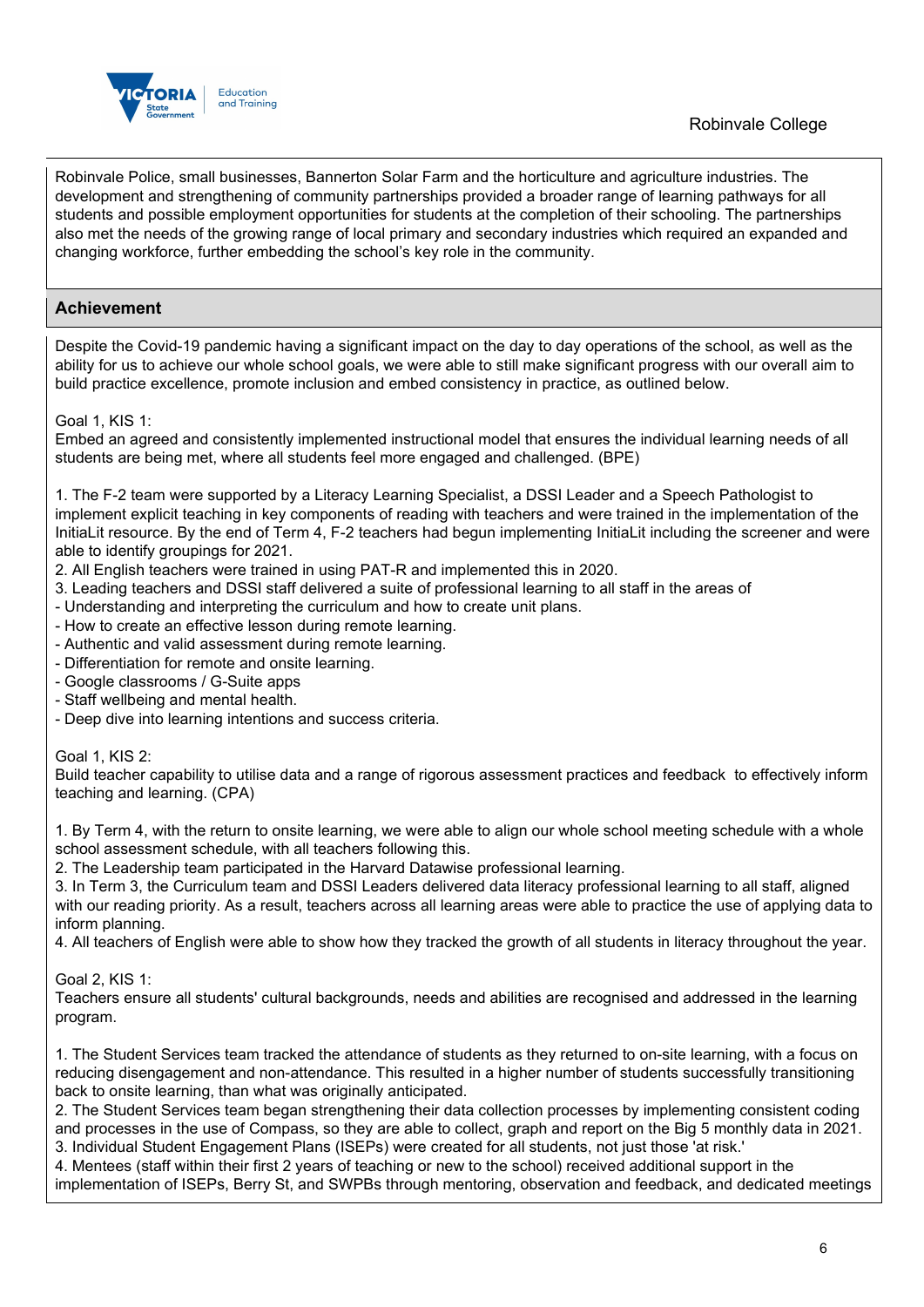Robinvale Police, small businesses, Bannerton Solar Farm and the horticulture and agriculture industries. The development and strengthening of community partnerships provided a broader range of learning pathways for all students and possible employment opportunities for students at the completion of their schooling. The partnerships also met the needs of the growing range of local primary and secondary industries which required an expanded and changing workforce, further embedding the school's key role in the community.

## Achievement

Despite the Covid-19 pandemic having a significant impact on the day to day operations of the school, as well as the ability for us to achieve our whole school goals, we were able to still make significant progress with our overall aim to build practice excellence, promote inclusion and embed consistency in practice, as outlined below.

Goal 1, KIS 1:
Embed an agreed and consistently implemented instructional model that ensures the individual learning needs of all students are being met, where all students feel more engaged and challenged. (BPE)

1. The F-2 team were supported by a Literacy Learning Specialist, a DSSI Leader and a Speech Pathologist to implement explicit teaching in key components of reading with teachers and were trained in the implementation of the InitiaLit resource. By the end of Term 4, F-2 teachers had begun implementing InitiaLit including the screener and were able to identify groupings for 2021.
2. All English teachers were trained in using PAT-R and implemented this in 2020.
3. Leading teachers and DSSI staff delivered a suite of professional learning to all staff in the areas of
- Understanding and interpreting the curriculum and how to create unit plans.
- How to create an effective lesson during remote learning.
- Authentic and valid assessment during remote learning.
- Differentiation for remote and onsite learning.
- Google classrooms / G-Suite apps
- Staff wellbeing and mental health.
- Deep dive into learning intentions and success criteria.

Goal 1, KIS 2:
Build teacher capability to utilise data and a range of rigorous assessment practices and feedback to effectively inform teaching and learning. (CPA)

1. By Term 4, with the return to onsite learning, we were able to align our whole school meeting schedule with a whole school assessment schedule, with all teachers following this.
2. The Leadership team participated in the Harvard Datawise professional learning.
3. In Term 3, the Curriculum team and DSSI Leaders delivered data literacy professional learning to all staff, aligned with our reading priority. As a result, teachers across all learning areas were able to practice the use of applying data to inform planning.
4. All teachers of English were able to show how they tracked the growth of all students in literacy throughout the year.

Goal 2, KIS 1:
Teachers ensure all students' cultural backgrounds, needs and abilities are recognised and addressed in the learning program.

1. The Student Services team tracked the attendance of students as they returned to on-site learning, with a focus on reducing disengagement and non-attendance. This resulted in a higher number of students successfully transitioning back to onsite learning, than what was originally anticipated.
2. The Student Services team began strengthening their data collection processes by implementing consistent coding and processes in the use of Compass, so they are able to collect, graph and report on the Big 5 monthly data in 2021.
3. Individual Student Engagement Plans (ISEPs) were created for all students, not just those 'at risk.'
4. Mentees (staff within their first 2 years of teaching or new to the school) received additional support in the implementation of ISEPs, Berry St, and SWPBs through mentoring, observation and feedback, and dedicated meetings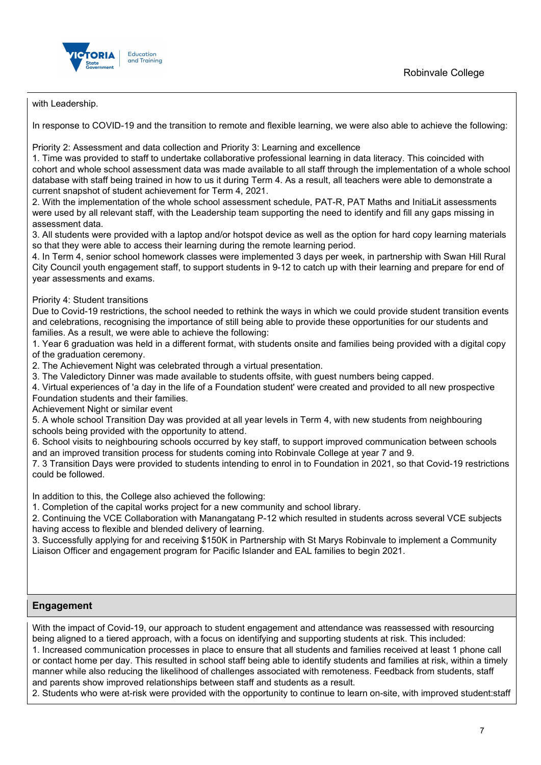with Leadership.

In response to COVID-19 and the transition to remote and flexible learning, we were also able to achieve the following:

Priority 2: Assessment and data collection and Priority 3: Learning and excellence

1. Time was provided to staff to undertake collaborative professional learning in data literacy. This coincided with cohort and whole school assessment data was made available to all staff through the implementation of a whole school database with staff being trained in how to us it during Term 4. As a result, all teachers were able to demonstrate a current snapshot of student achievement for Term 4, 2021.
2. With the implementation of the whole school assessment schedule, PAT-R, PAT Maths and InitiaLit assessments were used by all relevant staff, with the Leadership team supporting the need to identify and fill any gaps missing in assessment data.
3. All students were provided with a laptop and/or hotspot device as well as the option for hard copy learning materials so that they were able to access their learning during the remote learning period.
4. In Term 4, senior school homework classes were implemented 3 days per week, in partnership with Swan Hill Rural City Council youth engagement staff, to support students in 9-12 to catch up with their learning and prepare for end of year assessments and exams.

Priority 4: Student transitions

Due to Covid-19 restrictions, the school needed to rethink the ways in which we could provide student transition events and celebrations, recognising the importance of still being able to provide these opportunities for our students and families. As a result, we were able to achieve the following:

1. Year 6 graduation was held in a different format, with students onsite and families being provided with a digital copy of the graduation ceremony.
2. The Achievement Night was celebrated through a virtual presentation.
3. The Valedictory Dinner was made available to students offsite, with guest numbers being capped.
4. Virtual experiences of 'a day in the life of a Foundation student' were created and provided to all new prospective Foundation students and their families.

Achievement Night or similar event

5. A whole school Transition Day was provided at all year levels in Term 4, with new students from neighbouring schools being provided with the opportunity to attend.
6. School visits to neighbouring schools occurred by key staff, to support improved communication between schools and an improved transition process for students coming into Robinvale College at year 7 and 9.
7. 3 Transition Days were provided to students intending to enrol in to Foundation in 2021, so that Covid-19 restrictions could be followed.

In addition to this, the College also achieved the following:

1. Completion of the capital works project for a new community and school library.
2. Continuing the VCE Collaboration with Manangatang P-12 which resulted in students across several VCE subjects having access to flexible and blended delivery of learning.
3. Successfully applying for and receiving $150K in Partnership with St Marys Robinvale to implement a Community Liaison Officer and engagement program for Pacific Islander and EAL families to begin 2021.

## Engagement

With the impact of Covid-19, our approach to student engagement and attendance was reassessed with resourcing being aligned to a tiered approach, with a focus on identifying and supporting students at risk. This included:

1. Increased communication processes in place to ensure that all students and families received at least 1 phone call or contact home per day. This resulted in school staff being able to identify students and families at risk, within a timely manner while also reducing the likelihood of challenges associated with remoteness. Feedback from students, staff and parents show improved relationships between staff and students as a result.
2. Students who were at-risk were provided with the opportunity to continue to learn on-site, with improved student:staff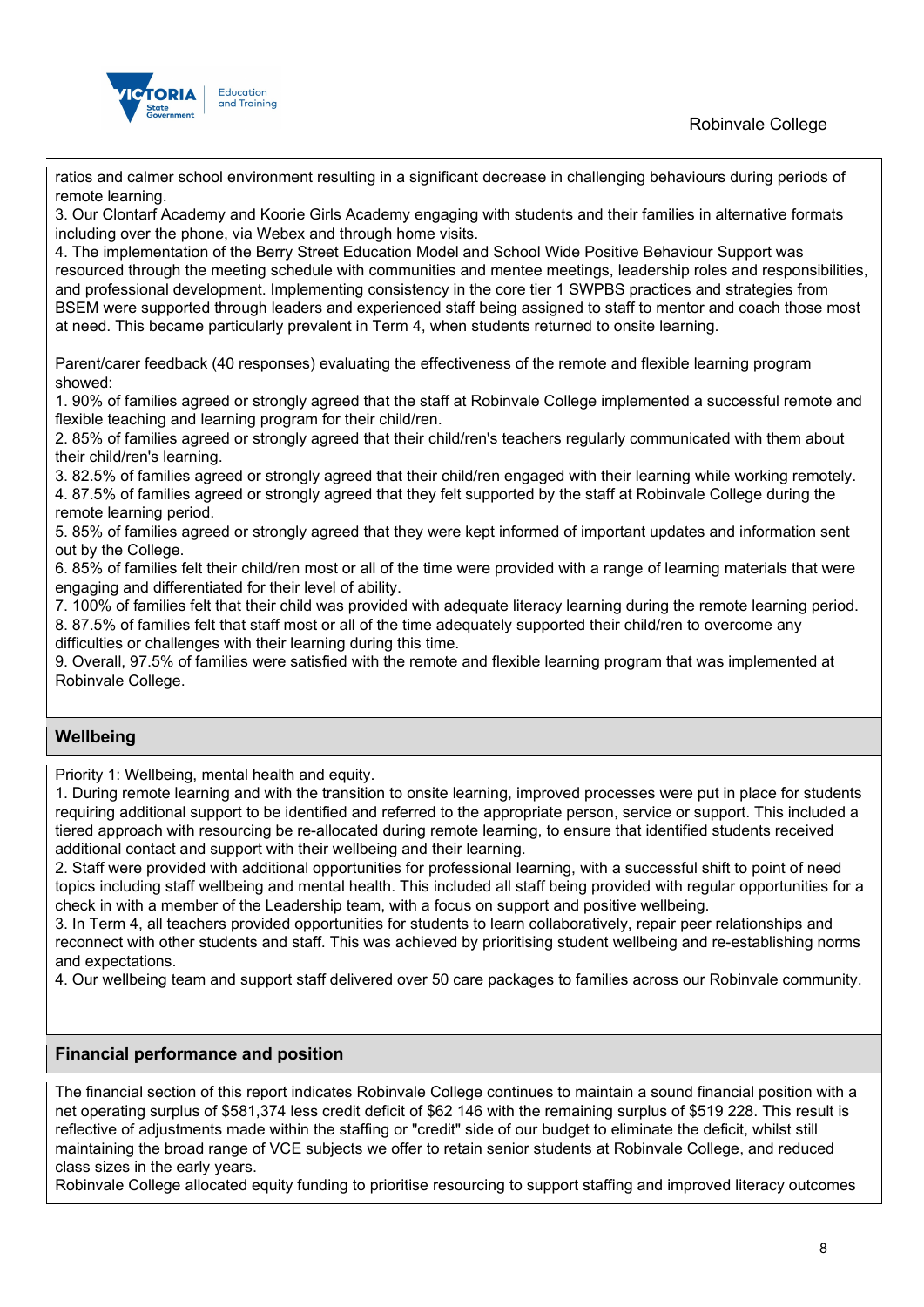ratios and calmer school environment resulting in a significant decrease in challenging behaviours during periods of remote learning.
3. Our Clontarf Academy and Koorie Girls Academy engaging with students and their families in alternative formats including over the phone, via Webex and through home visits.
4. The implementation of the Berry Street Education Model and School Wide Positive Behaviour Support was resourced through the meeting schedule with communities and mentee meetings, leadership roles and responsibilities, and professional development. Implementing consistency in the core tier 1 SWPBS practices and strategies from BSEM were supported through leaders and experienced staff being assigned to staff to mentor and coach those most at need. This became particularly prevalent in Term 4, when students returned to onsite learning.

Parent/carer feedback (40 responses) evaluating the effectiveness of the remote and flexible learning program showed:
1. 90% of families agreed or strongly agreed that the staff at Robinvale College implemented a successful remote and flexible teaching and learning program for their child/ren.
2. 85% of families agreed or strongly agreed that their child/ren's teachers regularly communicated with them about their child/ren's learning.
3. 82.5% of families agreed or strongly agreed that their child/ren engaged with their learning while working remotely.
4. 87.5% of families agreed or strongly agreed that they felt supported by the staff at Robinvale College during the remote learning period.
5. 85% of families agreed or strongly agreed that they were kept informed of important updates and information sent out by the College.
6. 85% of families felt their child/ren most or all of the time were provided with a range of learning materials that were engaging and differentiated for their level of ability.
7. 100% of families felt that their child was provided with adequate literacy learning during the remote learning period.
8. 87.5% of families felt that staff most or all of the time adequately supported their child/ren to overcome any difficulties or challenges with their learning during this time.
9. Overall, 97.5% of families were satisfied with the remote and flexible learning program that was implemented at Robinvale College.

## Wellbeing

Priority 1: Wellbeing, mental health and equity.
1. During remote learning and with the transition to onsite learning, improved processes were put in place for students requiring additional support to be identified and referred to the appropriate person, service or support. This included a tiered approach with resourcing be re-allocated during remote learning, to ensure that identified students received additional contact and support with their wellbeing and their learning.
2. Staff were provided with additional opportunities for professional learning, with a successful shift to point of need topics including staff wellbeing and mental health. This included all staff being provided with regular opportunities for a check in with a member of the Leadership team, with a focus on support and positive wellbeing.
3. In Term 4, all teachers provided opportunities for students to learn collaboratively, repair peer relationships and reconnect with other students and staff. This was achieved by prioritising student wellbeing and re-establishing norms and expectations.
4. Our wellbeing team and support staff delivered over 50 care packages to families across our Robinvale community.

## Financial performance and position

The financial section of this report indicates Robinvale College continues to maintain a sound financial position with a net operating surplus of $581,374 less credit deficit of $62 146 with the remaining surplus of $519 228. This result is reflective of adjustments made within the staffing or "credit" side of our budget to eliminate the deficit, whilst still maintaining the broad range of VCE subjects we offer to retain senior students at Robinvale College, and reduced class sizes in the early years.
Robinvale College allocated equity funding to prioritise resourcing to support staffing and improved literacy outcomes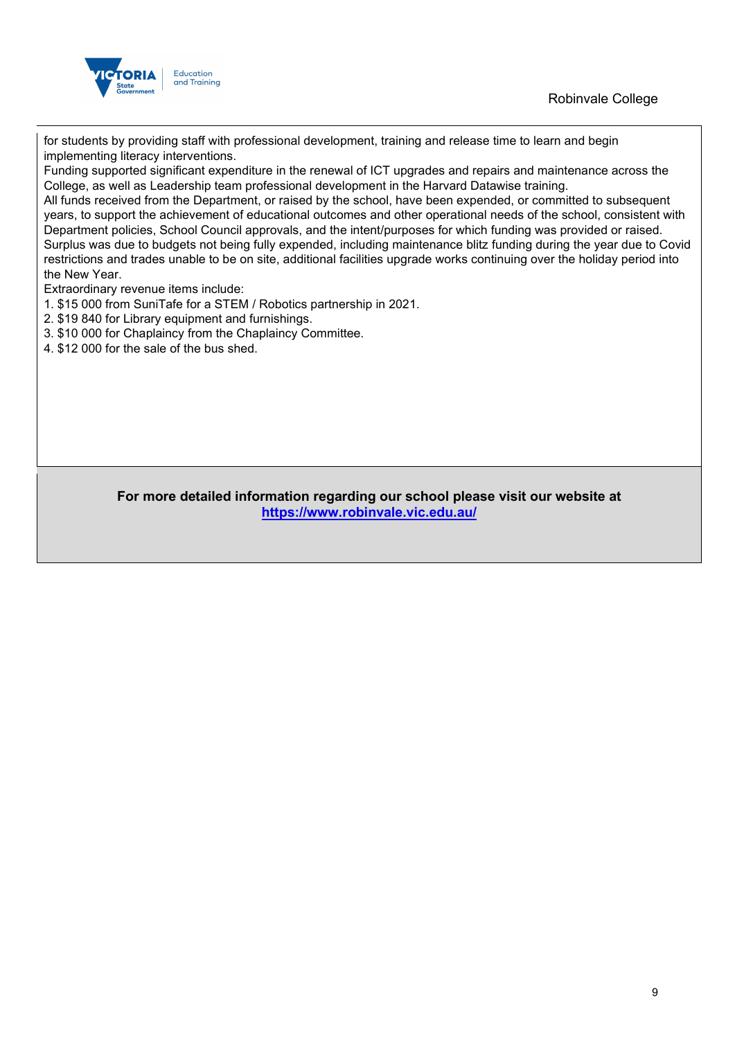for students by providing staff with professional development, training and release time to learn and begin implementing literacy interventions.

Funding supported significant expenditure in the renewal of ICT upgrades and repairs and maintenance across the College, as well as Leadership team professional development in the Harvard Datawise training.

All funds received from the Department, or raised by the school, have been expended, or committed to subsequent years, to support the achievement of educational outcomes and other operational needs of the school, consistent with Department policies, School Council approvals, and the intent/purposes for which funding was provided or raised.

Surplus was due to budgets not being fully expended, including maintenance blitz funding during the year due to Covid restrictions and trades unable to be on site, additional facilities upgrade works continuing over the holiday period into the New Year.

Extraordinary revenue items include:

1. $15 000 from SuniTafe for a STEM / Robotics partnership in 2021.
2. $19 840 for Library equipment and furnishings.
3. $10 000 for Chaplaincy from the Chaplaincy Committee.
4. $12 000 for the sale of the bus shed.

**For more detailed information regarding our school please visit our website at**
**[https://www.robinvale.vic.edu.au/](https://www.robinvale.vic.edu.au/)**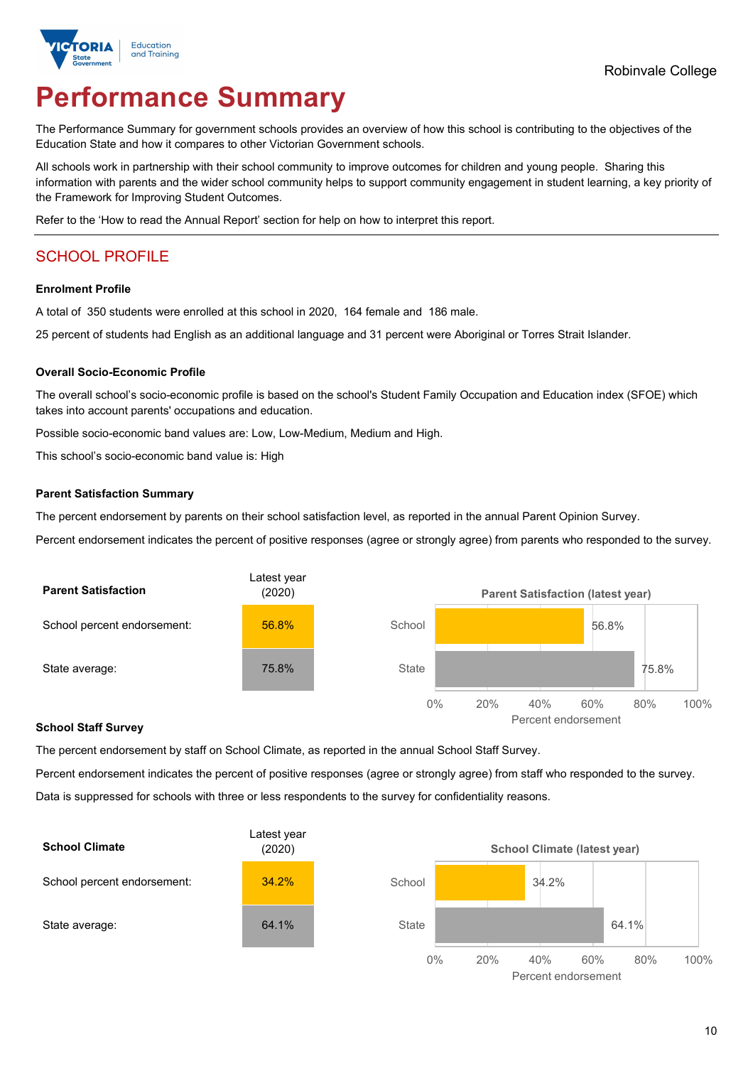Robinvale College

# Performance Summary

The Performance Summary for government schools provides an overview of how this school is contributing to the objectives of the Education State and how it compares to other Victorian Government schools.

All schools work in partnership with their school community to improve outcomes for children and young people. Sharing this information with parents and the wider school community helps to support community engagement in student learning, a key priority of the Framework for Improving Student Outcomes.

Refer to the 'How to read the Annual Report' section for help on how to interpret this report.

## SCHOOL PROFILE

### Enrolment Profile

A total of 350 students were enrolled at this school in 2020, 164 female and 186 male.

25 percent of students had English as an additional language and 31 percent were Aboriginal or Torres Strait Islander.

### Overall Socio-Economic Profile

The overall school's socio-economic profile is based on the school's Student Family Occupation and Education index (SFOE) which takes into account parents' occupations and education.

Possible socio-economic band values are: Low, Low-Medium, Medium and High.

This school's socio-economic band value is: High

### Parent Satisfaction Summary

The percent endorsement by parents on their school satisfaction level, as reported in the annual Parent Opinion Survey.

Percent endorsement indicates the percent of positive responses (agree or strongly agree) from parents who responded to the survey.

| Parent Satisfaction | Latest year (2020) |
|---|---|
| School percent endorsement: | 56.8% |
| State average: | 75.8% |

Parent Satisfaction (latest year): School 56.8%, State 75.8% (Percent endorsement)

### School Staff Survey

The percent endorsement by staff on School Climate, as reported in the annual School Staff Survey.

Percent endorsement indicates the percent of positive responses (agree or strongly agree) from staff who responded to the survey.

Data is suppressed for schools with three or less respondents to the survey for confidentiality reasons.

| School Climate | Latest year (2020) |
|---|---|
| School percent endorsement: | 34.2% |
| State average: | 64.1% |

School Climate (latest year): School 34.2%, State 64.1% (Percent endorsement)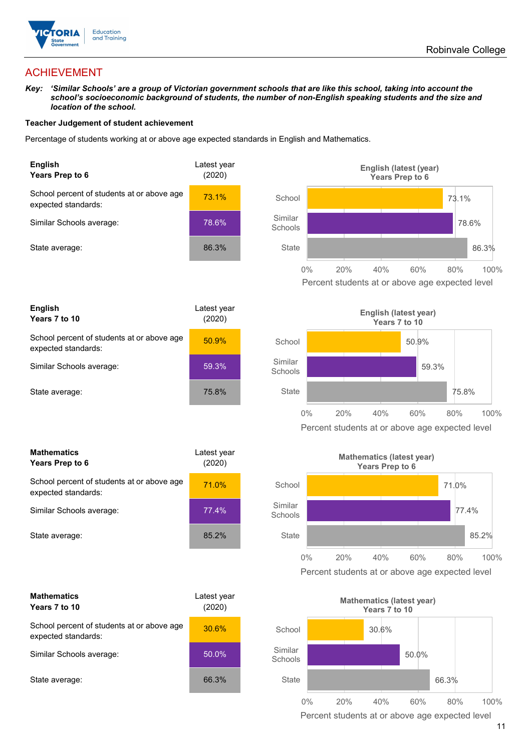## ACHIEVEMENT

***Key:*** ***'Similar Schools' are a group of Victorian government schools that are like this school, taking into account the school's socioeconomic background of students, the number of non-English speaking students and the size and location of the school.***

**Teacher Judgement of student achievement**

Percentage of students working at or above age expected standards in English and Mathematics.

| **English Years Prep to 6** | Latest year (2020) |
|---|---|
| School percent of students at or above age expected standards: | 73.1% |
| Similar Schools average: | 78.6% |
| State average: | 86.3% |

| **English Years 7 to 10** | Latest year (2020) |
|---|---|
| School percent of students at or above age expected standards: | 50.9% |
| Similar Schools average: | 59.3% |
| State average: | 75.8% |

| **Mathematics Years Prep to 6** | Latest year (2020) |
|---|---|
| School percent of students at or above age expected standards: | 71.0% |
| Similar Schools average: | 77.4% |
| State average: | 85.2% |

| **Mathematics Years 7 to 10** | Latest year (2020) |
|---|---|
| School percent of students at or above age expected standards: | 30.6% |
| Similar Schools average: | 50.0% |
| State average: | 66.3% |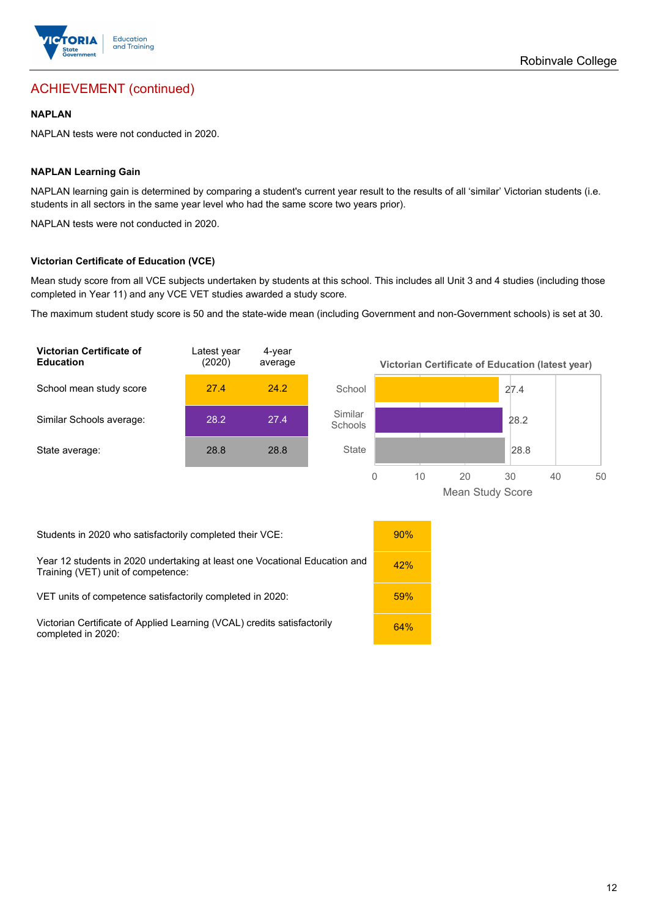## ACHIEVEMENT (continued)

### NAPLAN

NAPLAN tests were not conducted in 2020.

### NAPLAN Learning Gain

NAPLAN learning gain is determined by comparing a student's current year result to the results of all 'similar' Victorian students (i.e. students in all sectors in the same year level who had the same score two years prior).

NAPLAN tests were not conducted in 2020.

### Victorian Certificate of Education (VCE)

Mean study score from all VCE subjects undertaken by students at this school. This includes all Unit 3 and 4 studies (including those completed in Year 11) and any VCE VET studies awarded a study score.

The maximum student study score is 50 and the state-wide mean (including Government and non-Government schools) is set at 30.

| Victorian Certificate of Education | Latest year (2020) | 4-year average |
|---|---|---|
| School mean study score | 27.4 | 24.2 |
| Similar Schools average: | 28.2 | 27.4 |
| State average: | 28.8 | 28.8 |

**Victorian Certificate of Education (latest year)**

| | Mean Study Score |
|---|---|
| School | 27.4 |
| Similar Schools | 28.2 |
| State | 28.8 |

| | |
|---|---|
| Students in 2020 who satisfactorily completed their VCE: | 90% |
| Year 12 students in 2020 undertaking at least one Vocational Education and Training (VET) unit of competence: | 42% |
| VET units of competence satisfactorily completed in 2020: | 59% |
| Victorian Certificate of Applied Learning (VCAL) credits satisfactorily completed in 2020: | 64% |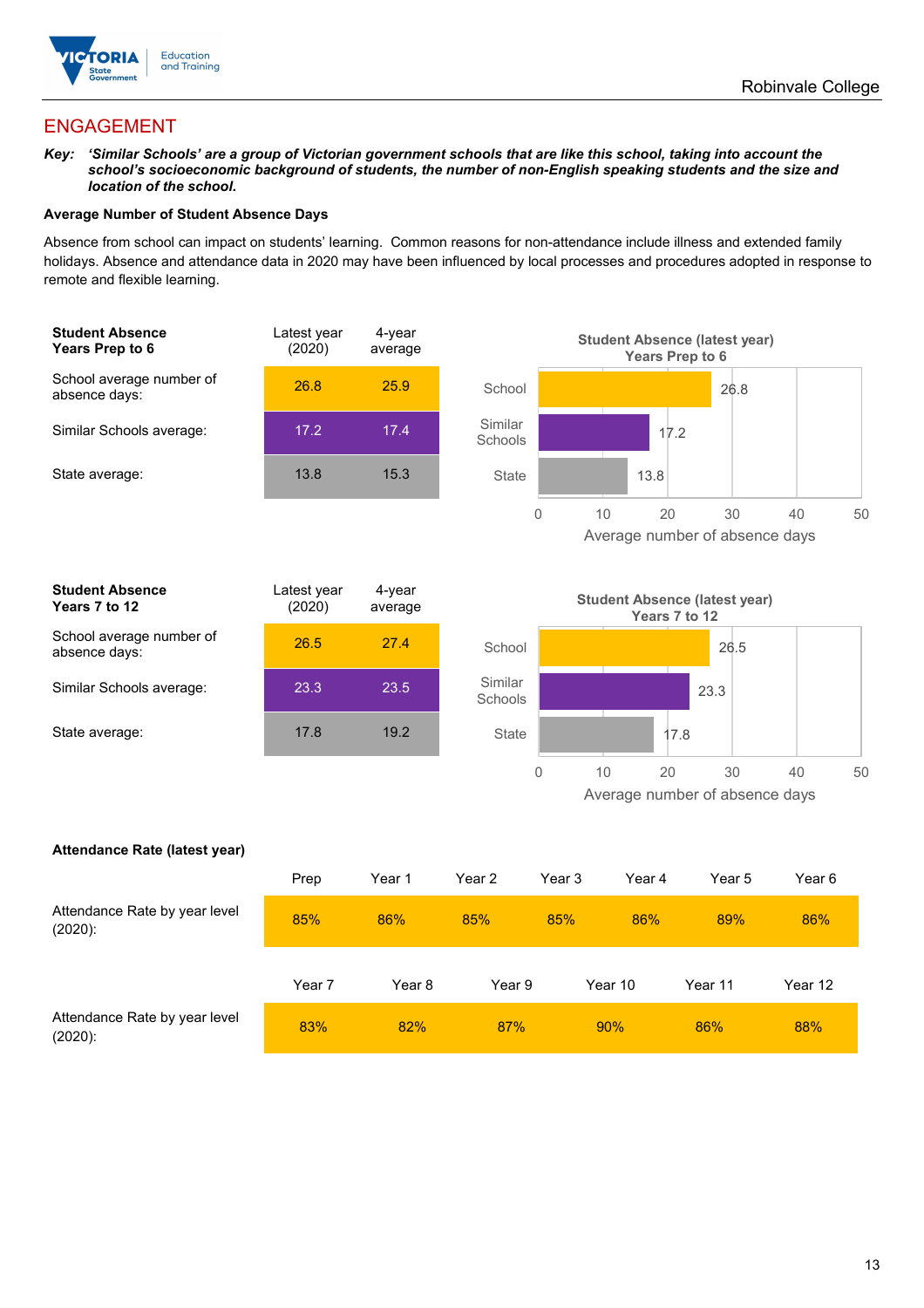## ENGAGEMENT

**Key:** ***'Similar Schools' are a group of Victorian government schools that are like this school, taking into account the school's socioeconomic background of students, the number of non-English speaking students and the size and location of the school.***

**Average Number of Student Absence Days**

Absence from school can impact on students' learning. Common reasons for non-attendance include illness and extended family holidays. Absence and attendance data in 2020 may have been influenced by local processes and procedures adopted in response to remote and flexible learning.

| **Student Absence Years Prep to 6** | Latest year (2020) | 4-year average |
|---|---|---|
| School average number of absence days: | 26.8 | 25.9 |
| Similar Schools average: | 17.2 | 17.4 |
| State average: | 13.8 | 15.3 |

**Student Absence (latest year) Years Prep to 6**

| | Average number of absence days |
|---|---|
| School | 26.8 |
| Similar Schools | 17.2 |
| State | 13.8 |

| **Student Absence Years 7 to 12** | Latest year (2020) | 4-year average |
|---|---|---|
| School average number of absence days: | 26.5 | 27.4 |
| Similar Schools average: | 23.3 | 23.5 |
| State average: | 17.8 | 19.2 |

**Student Absence (latest year) Years 7 to 12**

| | Average number of absence days |
|---|---|
| School | 26.5 |
| Similar Schools | 23.3 |
| State | 17.8 |

**Attendance Rate (latest year)**

| | Prep | Year 1 | Year 2 | Year 3 | Year 4 | Year 5 | Year 6 |
|---|---|---|---|---|---|---|---|
| Attendance Rate by year level (2020): | 85% | 86% | 85% | 85% | 86% | 89% | 86% |

| | Year 7 | Year 8 | Year 9 | Year 10 | Year 11 | Year 12 |
|---|---|---|---|---|---|---|
| Attendance Rate by year level (2020): | 83% | 82% | 87% | 90% | 86% | 88% |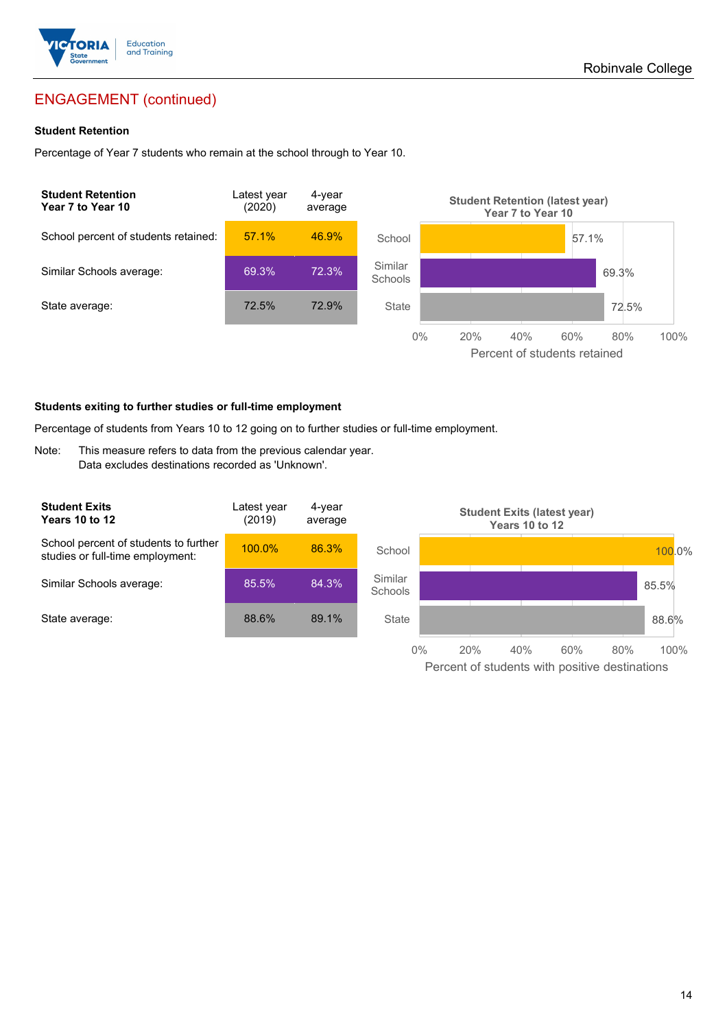## ENGAGEMENT (continued)

### Student Retention

Percentage of Year 7 students who remain at the school through to Year 10.

| Student Retention Year 7 to Year 10 | Latest year (2020) | 4-year average |
|---|---|---|
| School percent of students retained: | 57.1% | 46.9% |
| Similar Schools average: | 69.3% | 72.3% |
| State average: | 72.5% | 72.9% |

**Student Retention (latest year) Year 7 to Year 10**

| | Percent of students retained |
|---|---|
| School | 57.1% |
| Similar Schools | 69.3% |
| State | 72.5% |

### Students exiting to further studies or full-time employment

Percentage of students from Years 10 to 12 going on to further studies or full-time employment.

Note: This measure refers to data from the previous calendar year.
Data excludes destinations recorded as 'Unknown'.

| Student Exits Years 10 to 12 | Latest year (2019) | 4-year average |
|---|---|---|
| School percent of students to further studies or full-time employment: | 100.0% | 86.3% |
| Similar Schools average: | 85.5% | 84.3% |
| State average: | 88.6% | 89.1% |

**Student Exits (latest year) Years 10 to 12**

| | Percent of students with positive destinations |
|---|---|
| School | 100.0% |
| Similar Schools | 85.5% |
| State | 88.6% |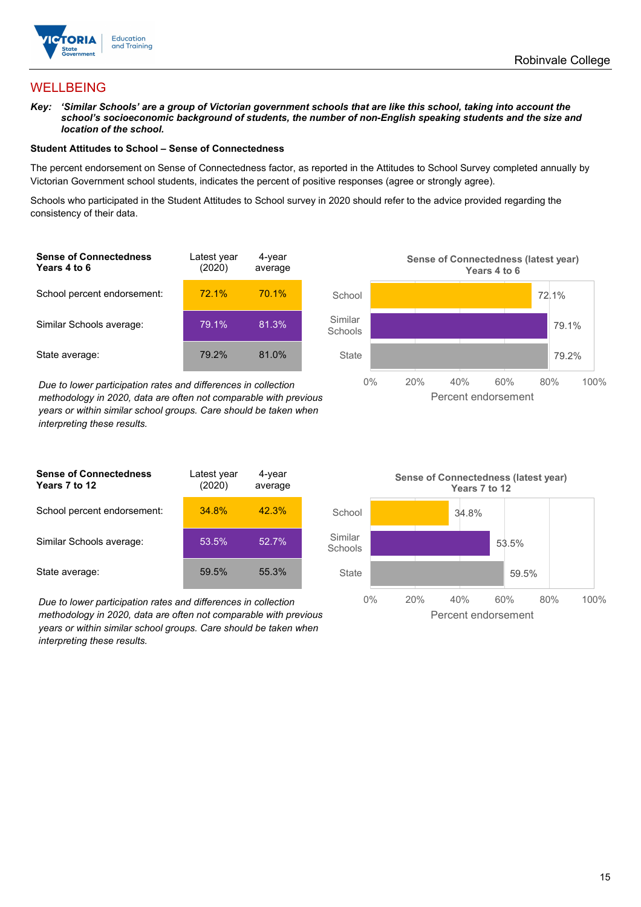# WELLBEING

***Key:*** ***'Similar Schools' are a group of Victorian government schools that are like this school, taking into account the school's socioeconomic background of students, the number of non-English speaking students and the size and location of the school.***

**Student Attitudes to School – Sense of Connectedness**

The percent endorsement on Sense of Connectedness factor, as reported in the Attitudes to School Survey completed annually by Victorian Government school students, indicates the percent of positive responses (agree or strongly agree).

Schools who participated in the Student Attitudes to School survey in 2020 should refer to the advice provided regarding the consistency of their data.

| **Sense of Connectedness Years 4 to 6** | Latest year (2020) | 4-year average |
|---|---|---|
| School percent endorsement: | 72.1% | 70.1% |
| Similar Schools average: | 79.1% | 81.3% |
| State average: | 79.2% | 81.0% |

*Due to lower participation rates and differences in collection methodology in 2020, data are often not comparable with previous years or within similar school groups. Care should be taken when interpreting these results.*

**Sense of Connectedness (latest year) Years 4 to 6**

| | Percent endorsement |
|---|---|
| School | 72.1% |
| Similar Schools | 79.1% |
| State | 79.2% |

| **Sense of Connectedness Years 7 to 12** | Latest year (2020) | 4-year average |
|---|---|---|
| School percent endorsement: | 34.8% | 42.3% |
| Similar Schools average: | 53.5% | 52.7% |
| State average: | 59.5% | 55.3% |

*Due to lower participation rates and differences in collection methodology in 2020, data are often not comparable with previous years or within similar school groups. Care should be taken when interpreting these results.*

**Sense of Connectedness (latest year) Years 7 to 12**

| | Percent endorsement |
|---|---|
| School | 34.8% |
| Similar Schools | 53.5% |
| State | 59.5% |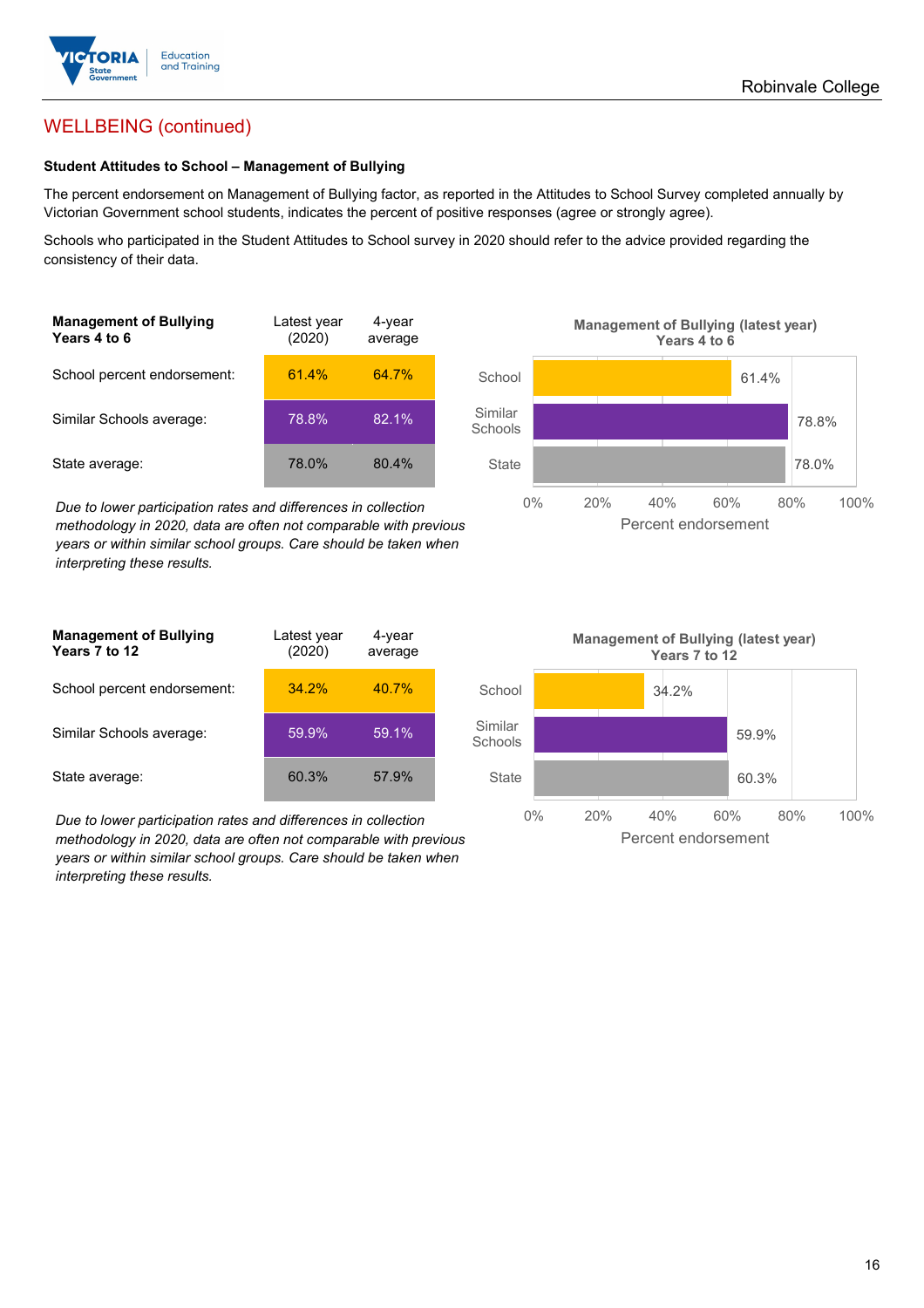## WELLBEING (continued)

### Student Attitudes to School – Management of Bullying

The percent endorsement on Management of Bullying factor, as reported in the Attitudes to School Survey completed annually by Victorian Government school students, indicates the percent of positive responses (agree or strongly agree).

Schools who participated in the Student Attitudes to School survey in 2020 should refer to the advice provided regarding the consistency of their data.

| Management of Bullying Years 4 to 6 | Latest year (2020) | 4-year average |
|---|---|---|
| School percent endorsement: | 61.4% | 64.7% |
| Similar Schools average: | 78.8% | 82.1% |
| State average: | 78.0% | 80.4% |

*Due to lower participation rates and differences in collection methodology in 2020, data are often not comparable with previous years or within similar school groups. Care should be taken when interpreting these results.*

**Management of Bullying (latest year) Years 4 to 6**

| | Percent endorsement |
|---|---|
| School | 61.4% |
| Similar Schools | 78.8% |
| State | 78.0% |

| Management of Bullying Years 7 to 12 | Latest year (2020) | 4-year average |
|---|---|---|
| School percent endorsement: | 34.2% | 40.7% |
| Similar Schools average: | 59.9% | 59.1% |
| State average: | 60.3% | 57.9% |

*Due to lower participation rates and differences in collection methodology in 2020, data are often not comparable with previous years or within similar school groups. Care should be taken when interpreting these results.*

**Management of Bullying (latest year) Years 7 to 12**

| | Percent endorsement |
|---|---|
| School | 34.2% |
| Similar Schools | 59.9% |
| State | 60.3% |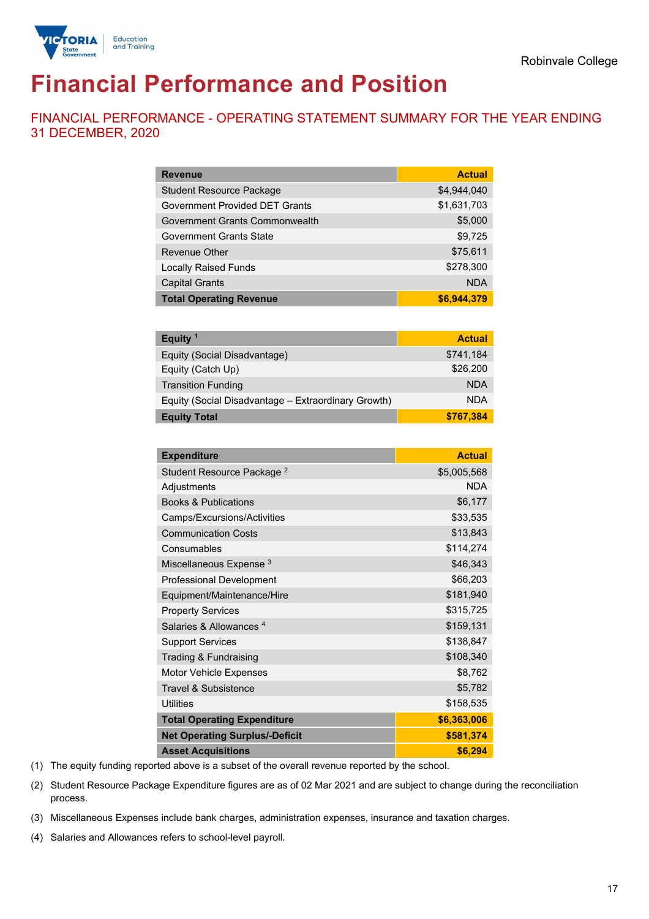Robinvale College

# Financial Performance and Position

## FINANCIAL PERFORMANCE - OPERATING STATEMENT SUMMARY FOR THE YEAR ENDING 31 DECEMBER, 2020

| Revenue | Actual |
|---|---|
| Student Resource Package | $4,944,040 |
| Government Provided DET Grants | $1,631,703 |
| Government Grants Commonwealth | $5,000 |
| Government Grants State | $9,725 |
| Revenue Other | $75,611 |
| Locally Raised Funds | $278,300 |
| Capital Grants | NDA |
| **Total Operating Revenue** | **$6,944,379** |

| Equity [1] | Actual |
|---|---|
| Equity (Social Disadvantage) | $741,184 |
| Equity (Catch Up) | $26,200 |
| Transition Funding | NDA |
| Equity (Social Disadvantage – Extraordinary Growth) | NDA |
| **Equity Total** | **$767,384** |

| Expenditure | Actual |
|---|---|
| Student Resource Package [2] | $5,005,568 |
| Adjustments | NDA |
| Books & Publications | $6,177 |
| Camps/Excursions/Activities | $33,535 |
| Communication Costs | $13,843 |
| Consumables | $114,274 |
| Miscellaneous Expense [3] | $46,343 |
| Professional Development | $66,203 |
| Equipment/Maintenance/Hire | $181,940 |
| Property Services | $315,725 |
| Salaries & Allowances [4] | $159,131 |
| Support Services | $138,847 |
| Trading & Fundraising | $108,340 |
| Motor Vehicle Expenses | $8,762 |
| Travel & Subsistence | $5,782 |
| Utilities | $158,535 |
| **Total Operating Expenditure** | **$6,363,006** |
| **Net Operating Surplus/-Deficit** | **$581,374** |
| **Asset Acquisitions** | **$6,294** |

(1) The equity funding reported above is a subset of the overall revenue reported by the school.

(2) Student Resource Package Expenditure figures are as of 02 Mar 2021 and are subject to change during the reconciliation process.

(3) Miscellaneous Expenses include bank charges, administration expenses, insurance and taxation charges.

(4) Salaries and Allowances refers to school-level payroll.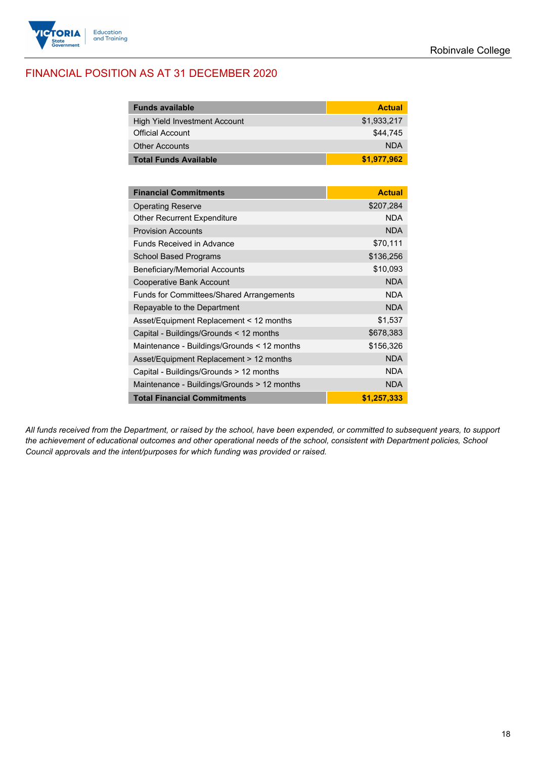## FINANCIAL POSITION AS AT 31 DECEMBER 2020

| Funds available | Actual |
|---|---|
| High Yield Investment Account | $1,933,217 |
| Official Account | $44,745 |
| Other Accounts | NDA |
| **Total Funds Available** | **$1,977,962** |

| Financial Commitments | Actual |
|---|---|
| Operating Reserve | $207,284 |
| Other Recurrent Expenditure | NDA |
| Provision Accounts | NDA |
| Funds Received in Advance | $70,111 |
| School Based Programs | $136,256 |
| Beneficiary/Memorial Accounts | $10,093 |
| Cooperative Bank Account | NDA |
| Funds for Committees/Shared Arrangements | NDA |
| Repayable to the Department | NDA |
| Asset/Equipment Replacement < 12 months | $1,537 |
| Capital - Buildings/Grounds < 12 months | $678,383 |
| Maintenance - Buildings/Grounds < 12 months | $156,326 |
| Asset/Equipment Replacement > 12 months | NDA |
| Capital - Buildings/Grounds > 12 months | NDA |
| Maintenance - Buildings/Grounds > 12 months | NDA |
| **Total Financial Commitments** | **$1,257,333** |

*All funds received from the Department, or raised by the school, have been expended, or committed to subsequent years, to support the achievement of educational outcomes and other operational needs of the school, consistent with Department policies, School Council approvals and the intent/purposes for which funding was provided or raised.*